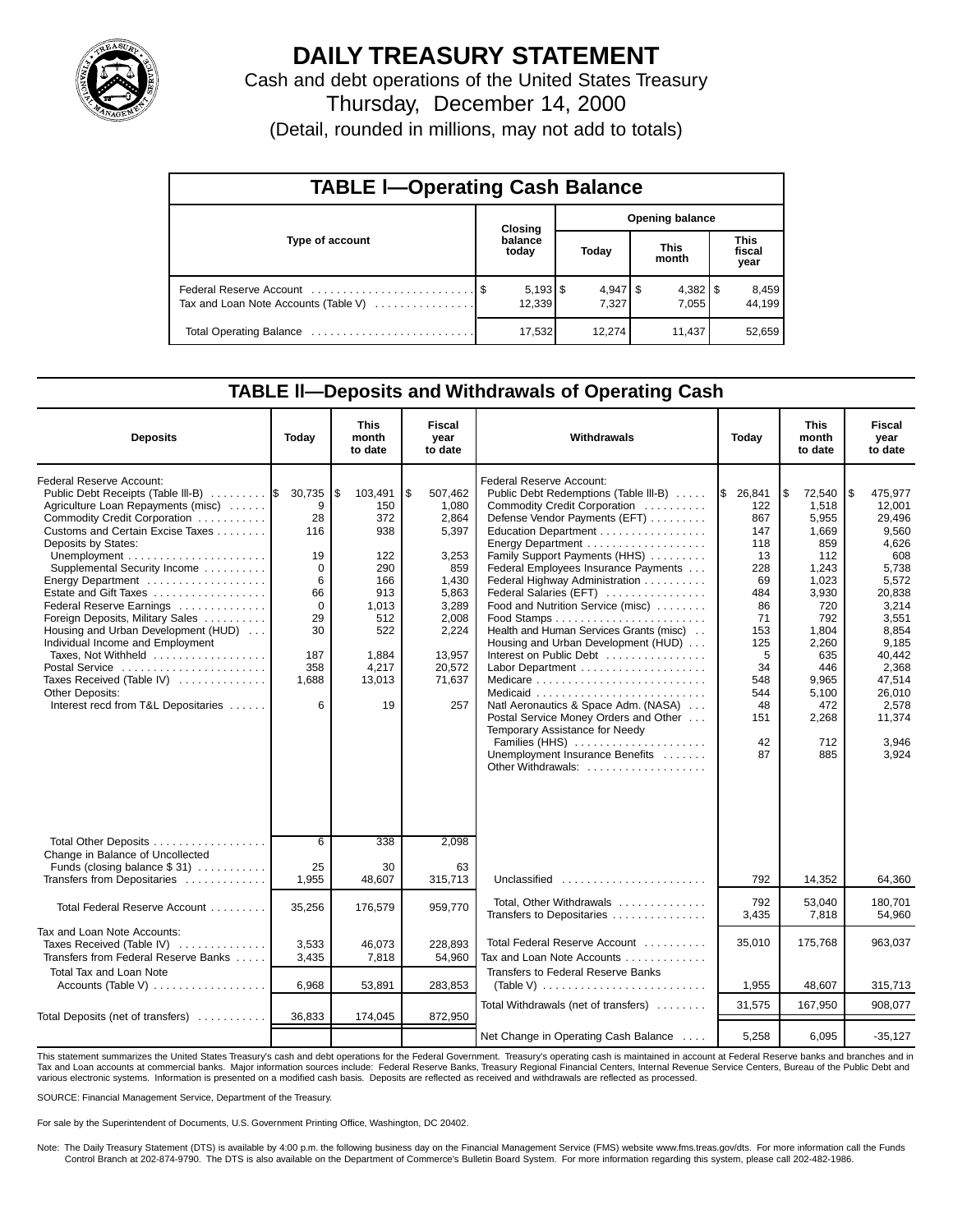# DAILY TREASURY STATEMENT

Cash and debt operations of the United States Treasury

Thursday, December 14, 2000

(Detail, rounded in millions, may not add to totals)

## TABLE I—Operating Cash Balance

| Type of account | Closing balance today | Opening balance Today | Opening balance This month | Opening balance This fiscal year |
|---|---|---|---|---|
| Federal Reserve Account | $ 5,193 | $ 4,947 | $ 4,382 | $ 8,459 |
| Tax and Loan Note Accounts (Table V) | 12,339 | 7,327 | 7,055 | 44,199 |
| Total Operating Balance | 17,532 | 12,274 | 11,437 | 52,659 |

## TABLE II—Deposits and Withdrawals of Operating Cash

| Deposits | Today | This month to date | Fiscal year to date |
|---|---|---|---|
| Federal Reserve Account: | | | |
| Public Debt Receipts (Table III-B) | $ 30,735 | $ 103,491 | $ 507,462 |
| Agriculture Loan Repayments (misc) | 9 | 150 | 1,080 |
| Commodity Credit Corporation | 28 | 372 | 2,864 |
| Customs and Certain Excise Taxes | 116 | 938 | 5,397 |
| Deposits by States: | | | |
| Unemployment | 19 | 122 | 3,253 |
| Supplemental Security Income | 0 | 290 | 859 |
| Energy Department | 6 | 166 | 1,430 |
| Estate and Gift Taxes | 66 | 913 | 5,863 |
| Federal Reserve Earnings | 0 | 1,013 | 3,289 |
| Foreign Deposits, Military Sales | 29 | 512 | 2,008 |
| Housing and Urban Development (HUD) | 30 | 522 | 2,224 |
| Individual Income and Employment Taxes, Not Withheld | 187 | 1,884 | 13,957 |
| Postal Service | 358 | 4,217 | 20,572 |
| Taxes Received (Table IV) | 1,688 | 13,013 | 71,637 |
| Other Deposits: | | | |
| Interest recd from T&L Depositaries | 6 | 19 | 257 |
| Total Other Deposits | 6 | 338 | 2,098 |
| Change in Balance of Uncollected Funds (closing balance $ 31) | 25 | 30 | 63 |
| Transfers from Depositaries | 1,955 | 48,607 | 315,713 |
| Total Federal Reserve Account | 35,256 | 176,579 | 959,770 |
| Tax and Loan Note Accounts: | | | |
| Taxes Received (Table IV) | 3,533 | 46,073 | 228,893 |
| Transfers from Federal Reserve Banks | 3,435 | 7,818 | 54,960 |
| Total Tax and Loan Note Accounts (Table V) | 6,968 | 53,891 | 283,853 |
| Total Deposits (net of transfers) | 36,833 | 174,045 | 872,950 |

| Withdrawals | Today | This month to date | Fiscal year to date |
|---|---|---|---|
| Federal Reserve Account: | | | |
| Public Debt Redemptions (Table III-B) | $ 26,841 | $ 72,540 | $ 475,977 |
| Commodity Credit Corporation | 122 | 1,518 | 12,001 |
| Defense Vendor Payments (EFT) | 867 | 5,955 | 29,496 |
| Education Department | 147 | 1,669 | 9,560 |
| Energy Department | 118 | 859 | 4,626 |
| Family Support Payments (HHS) | 13 | 112 | 608 |
| Federal Employees Insurance Payments | 228 | 1,243 | 5,738 |
| Federal Highway Administration | 69 | 1,023 | 5,572 |
| Federal Salaries (EFT) | 484 | 3,930 | 20,838 |
| Food and Nutrition Service (misc) | 86 | 720 | 3,214 |
| Food Stamps | 71 | 792 | 3,551 |
| Health and Human Services Grants (misc) | 153 | 1,804 | 8,854 |
| Housing and Urban Development (HUD) | 125 | 2,260 | 9,185 |
| Interest on Public Debt | 5 | 635 | 40,442 |
| Labor Department | 34 | 446 | 2,368 |
| Medicare | 548 | 9,965 | 47,514 |
| Medicaid | 544 | 5,100 | 26,010 |
| Natl Aeronautics & Space Adm. (NASA) | 48 | 472 | 2,578 |
| Postal Service Money Orders and Other | 151 | 2,268 | 11,374 |
| Temporary Assistance for Needy Families (HHS) | 42 | 712 | 3,946 |
| Unemployment Insurance Benefits | 87 | 885 | 3,924 |
| Other Withdrawals: | | | |
| Unclassified | 792 | 14,352 | 64,360 |
| Total, Other Withdrawals | 792 | 53,040 | 180,701 |
| Transfers to Depositaries | 3,435 | 7,818 | 54,960 |
| Total Federal Reserve Account | 35,010 | 175,768 | 963,037 |
| Tax and Loan Note Accounts | | | |
| Transfers to Federal Reserve Banks (Table V) | 1,955 | 48,607 | 315,713 |
| Total Withdrawals (net of transfers) | 31,575 | 167,950 | 908,077 |
| Net Change in Operating Cash Balance | 5,258 | 6,095 | -35,127 |

This statement summarizes the United States Treasury's cash and debt operations for the Federal Government. Treasury's operating cash is maintained in account at Federal Reserve banks and branches and in Tax and Loan accounts at commercial banks. Major information sources include: Federal Reserve Banks, Treasury Regional Financial Centers, Internal Revenue Service Centers, Bureau of the Public Debt and various electronic systems. Information is presented on a modified cash basis. Deposits are reflected as received and withdrawals are reflected as processed.

SOURCE: Financial Management Service, Department of the Treasury.

For sale by the Superintendent of Documents, U.S. Government Printing Office, Washington, DC 20402.

Note: The Daily Treasury Statement (DTS) is available by 4:00 p.m. the following business day on the Financial Management Service (FMS) website www.fms.treas.gov/dts. For more information call the Funds Control Branch at 202-874-9790. The DTS is also available on the Department of Commerce's Bulletin Board System. For more information regarding this system, please call 202-482-1986.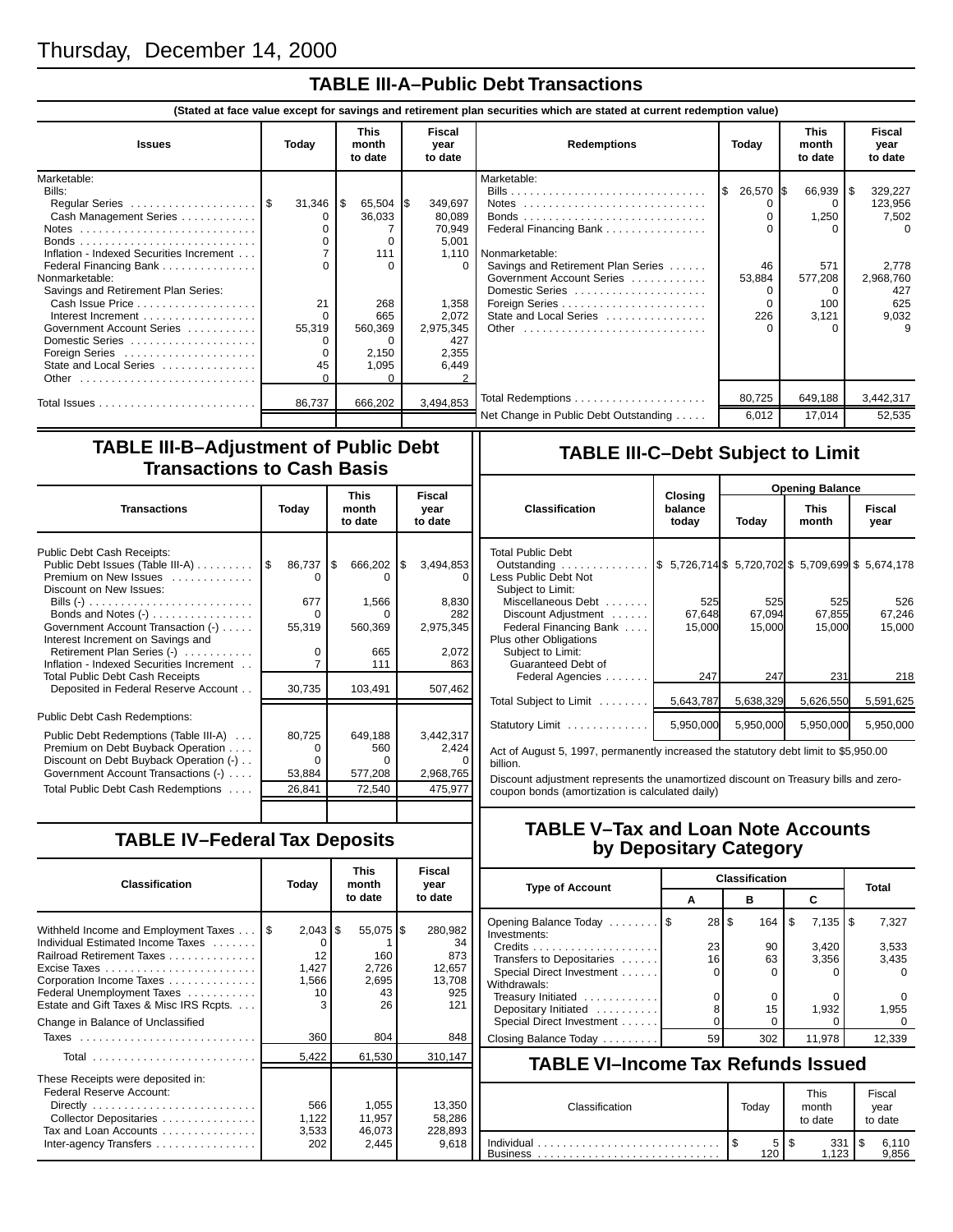Thursday, December 14, 2000

## TABLE III-A–Public Debt Transactions

(Stated at face value except for savings and retirement plan securities which are stated at current redemption value)

| Issues | Today | This month to date | Fiscal year to date |
|---|---|---|---|
| Marketable: | | | |
| Bills: | | | |
| Regular Series | $ 31,346 | $ 65,504 | $ 349,697 |
| Cash Management Series | 0 | 36,033 | 80,089 |
| Notes | 0 | 7 | 70,949 |
| Bonds | 0 | 0 | 5,001 |
| Inflation - Indexed Securities Increment | 7 | 111 | 1,110 |
| Federal Financing Bank | 0 | 0 | 0 |
| Nonmarketable: | | | |
| Savings and Retirement Plan Series: | | | |
| Cash Issue Price | 21 | 268 | 1,358 |
| Interest Increment | 0 | 665 | 2,072 |
| Government Account Series | 55,319 | 560,369 | 2,975,345 |
| Domestic Series | 0 | 0 | 427 |
| Foreign Series | 0 | 2,150 | 2,355 |
| State and Local Series | 45 | 1,095 | 6,449 |
| Other | 0 | 0 | 2 |
| Total Issues | 86,737 | 666,202 | 3,494,853 |

| Redemptions | Today | This month to date | Fiscal year to date |
|---|---|---|---|
| Marketable: | | | |
| Bills | $ 26,570 | $ 66,939 | $ 329,227 |
| Notes | 0 | 0 | 123,956 |
| Bonds | 0 | 1,250 | 7,502 |
| Federal Financing Bank | 0 | 0 | 0 |
| Nonmarketable: | | | |
| Savings and Retirement Plan Series | 46 | 571 | 2,778 |
| Government Account Series | 53,884 | 577,208 | 2,968,760 |
| Domestic Series | 0 | 0 | 427 |
| Foreign Series | 0 | 100 | 625 |
| State and Local Series | 226 | 3,121 | 9,032 |
| Other | 0 | 0 | 9 |
| Total Redemptions | 80,725 | 649,188 | 3,442,317 |
| Net Change in Public Debt Outstanding | 6,012 | 17,014 | 52,535 |

## TABLE III-B–Adjustment of Public Debt Transactions to Cash Basis

| Transactions | Today | This month to date | Fiscal year to date |
|---|---|---|---|
| Public Debt Cash Receipts: | | | |
| Public Debt Issues (Table III-A) | $ 86,737 | $ 666,202 | $ 3,494,853 |
| Premium on New Issues | 0 | 0 | 0 |
| Discount on New Issues: | | | |
| Bills (-) | 677 | 1,566 | 8,830 |
| Bonds and Notes (-) | 0 | 0 | 282 |
| Government Account Transaction (-) | 55,319 | 560,369 | 2,975,345 |
| Interest Increment on Savings and Retirement Plan Series (-) | 0 | 665 | 2,072 |
| Inflation - Indexed Securities Increment | 7 | 111 | 863 |
| Total Public Debt Cash Receipts Deposited in Federal Reserve Account | 30,735 | 103,491 | 507,462 |
| Public Debt Cash Redemptions: | | | |
| Public Debt Redemptions (Table III-A) | 80,725 | 649,188 | 3,442,317 |
| Premium on Debt Buyback Operation | 0 | 560 | 2,424 |
| Discount on Debt Buyback Operation (-) | 0 | 0 | 0 |
| Government Account Transactions (-) | 53,884 | 577,208 | 2,968,765 |
| Total Public Debt Cash Redemptions | 26,841 | 72,540 | 475,977 |

## TABLE III-C–Debt Subject to Limit

| Classification | Closing balance today | Opening Balance | | |
|---|---|---|---|---|
| | | Today | This month | Fiscal year |
| Total Public Debt Outstanding | $ 5,726,714 | $ 5,720,702 | $ 5,709,699 | $ 5,674,178 |
| Less Public Debt Not Subject to Limit: | | | | |
| Miscellaneous Debt | 525 | 525 | 525 | 526 |
| Discount Adjustment | 67,648 | 67,094 | 67,855 | 67,246 |
| Federal Financing Bank | 15,000 | 15,000 | 15,000 | 15,000 |
| Plus other Obligations Subject to Limit: | | | | |
| Guaranteed Debt of Federal Agencies | 247 | 247 | 231 | 218 |
| Total Subject to Limit | 5,643,787 | 5,638,329 | 5,626,550 | 5,591,625 |
| Statutory Limit | 5,950,000 | 5,950,000 | 5,950,000 | 5,950,000 |

Act of August 5, 1997, permanently increased the statutory debt limit to $5,950.00 billion.

Discount adjustment represents the unamortized discount on Treasury bills and zero-coupon bonds (amortization is calculated daily)

## TABLE IV–Federal Tax Deposits

| Classification | Today | This month to date | Fiscal year to date |
|---|---|---|---|
| Withheld Income and Employment Taxes | $ 2,043 | $ 55,075 | $ 280,982 |
| Individual Estimated Income Taxes | 0 | 1 | 34 |
| Railroad Retirement Taxes | 12 | 160 | 873 |
| Excise Taxes | 1,427 | 2,726 | 12,657 |
| Corporation Income Taxes | 1,566 | 2,695 | 13,708 |
| Federal Unemployment Taxes | 10 | 43 | 925 |
| Estate and Gift Taxes & Misc IRS Rcpts. | 3 | 26 | 121 |
| Change in Balance of Unclassified Taxes | 360 | 804 | 848 |
| Total | 5,422 | 61,530 | 310,147 |
| These Receipts were deposited in: | | | |
| Federal Reserve Account: | | | |
| Directly | 566 | 1,055 | 13,350 |
| Collector Depositaries | 1,122 | 11,957 | 58,286 |
| Tax and Loan Accounts | 3,533 | 46,073 | 228,893 |
| Inter-agency Transfers | 202 | 2,445 | 9,618 |

## TABLE V–Tax and Loan Note Accounts by Depositary Category

| Type of Account | Classification | | | Total |
|---|---|---|---|---|
| | A | B | C | |
| Opening Balance Today | $ 28 | $ 164 | $ 7,135 | $ 7,327 |
| Investments: | | | | |
| Credits | 23 | 90 | 3,420 | 3,533 |
| Transfers to Depositaries | 16 | 63 | 3,356 | 3,435 |
| Special Direct Investment | 0 | 0 | 0 | 0 |
| Withdrawals: | | | | |
| Treasury Initiated | 0 | 0 | 0 | 0 |
| Depositary Initiated | 8 | 15 | 1,932 | 1,955 |
| Special Direct Investment | 0 | 0 | 0 | 0 |
| Closing Balance Today | 59 | 302 | 11,978 | 12,339 |

## TABLE VI–Income Tax Refunds Issued

| Classification | Today | This month to date | Fiscal year to date |
|---|---|---|---|
| Individual | $ 5 | $ 331 | $ 6,110 |
| Business | 120 | 1,123 | 9,856 |